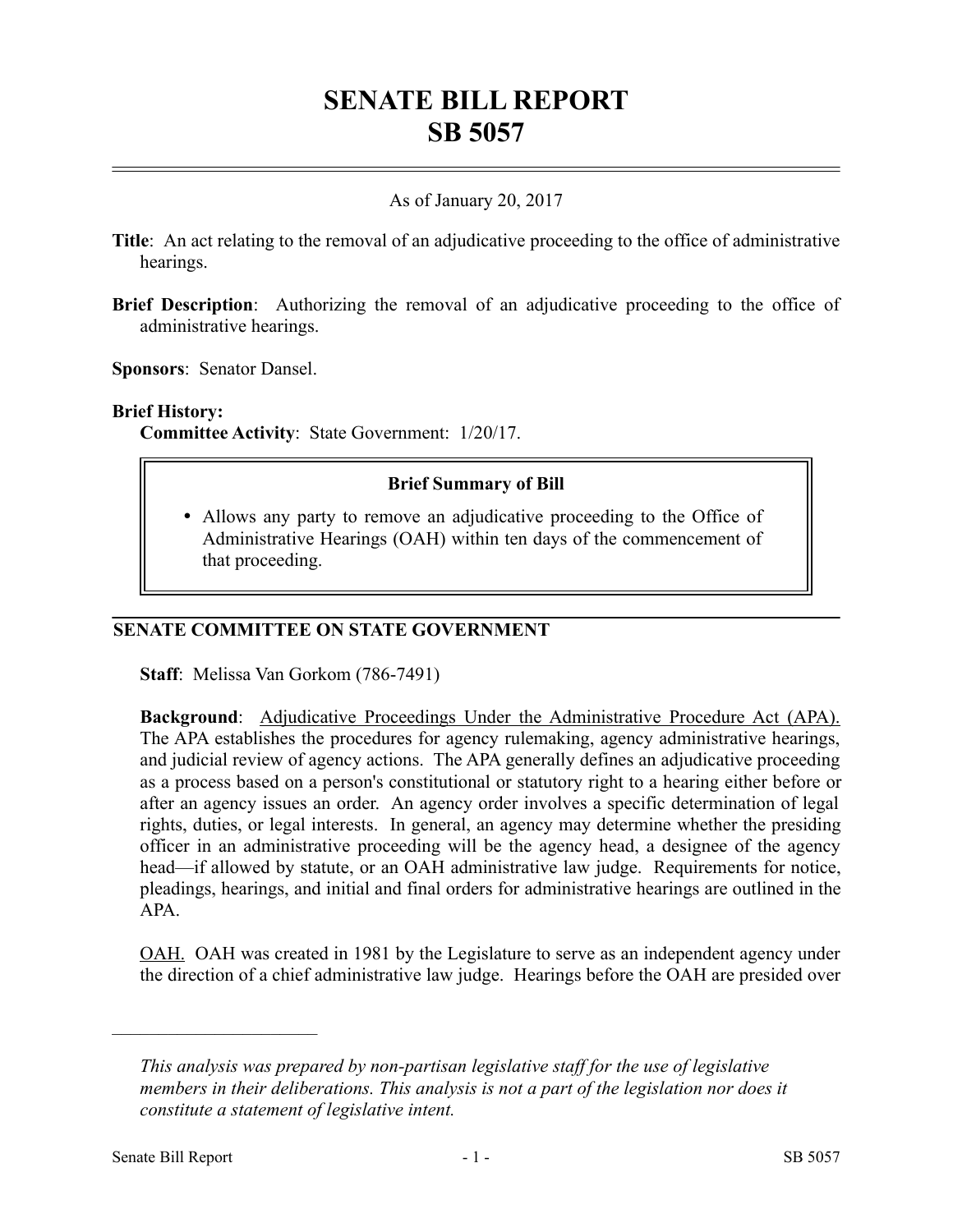# SENATE BILL REPORT
# SB 5057

As of January 20, 2017

**Title**: An act relating to the removal of an adjudicative proceeding to the office of administrative hearings.

**Brief Description**: Authorizing the removal of an adjudicative proceeding to the office of administrative hearings.

**Sponsors**: Senator Dansel.

**Brief History:**

**Committee Activity**: State Government: 1/20/17.

> **Brief Summary of Bill**
>
> - Allows any party to remove an adjudicative proceeding to the Office of Administrative Hearings (OAH) within ten days of the commencement of that proceeding.

## SENATE COMMITTEE ON STATE GOVERNMENT

**Staff**: Melissa Van Gorkom (786-7491)

**Background**: Adjudicative Proceedings Under the Administrative Procedure Act (APA). The APA establishes the procedures for agency rulemaking, agency administrative hearings, and judicial review of agency actions. The APA generally defines an adjudicative proceeding as a process based on a person's constitutional or statutory right to a hearing either before or after an agency issues an order. An agency order involves a specific determination of legal rights, duties, or legal interests. In general, an agency may determine whether the presiding officer in an administrative proceeding will be the agency head, a designee of the agency head—if allowed by statute, or an OAH administrative law judge. Requirements for notice, pleadings, hearings, and initial and final orders for administrative hearings are outlined in the APA.

OAH. OAH was created in 1981 by the Legislature to serve as an independent agency under the direction of a chief administrative law judge. Hearings before the OAH are presided over

---

*This analysis was prepared by non-partisan legislative staff for the use of legislative members in their deliberations. This analysis is not a part of the legislation nor does it constitute a statement of legislative intent.*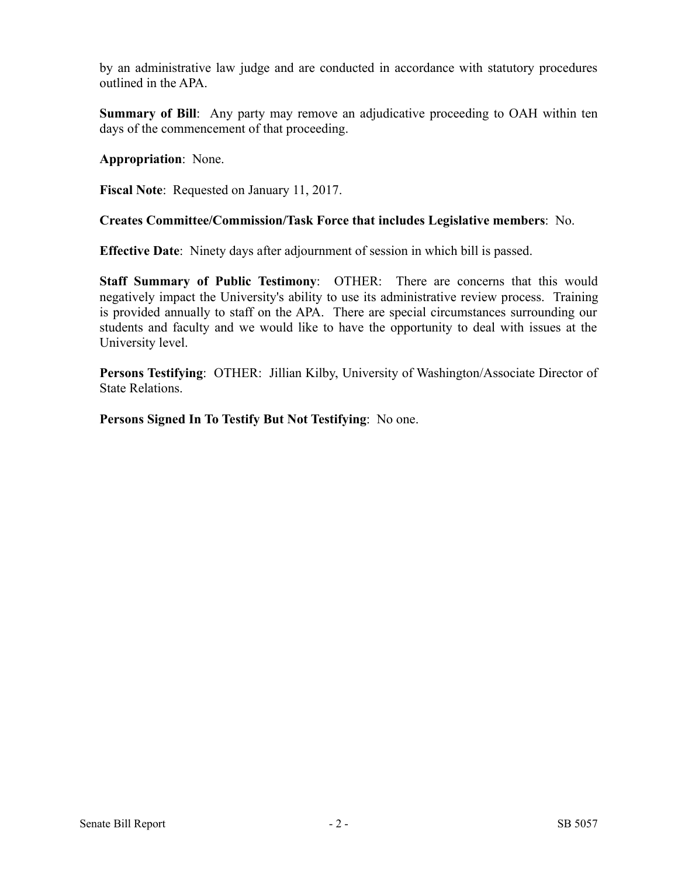by an administrative law judge and are conducted in accordance with statutory procedures outlined in the APA.

**Summary of Bill**: Any party may remove an adjudicative proceeding to OAH within ten days of the commencement of that proceeding.

**Appropriation**: None.

**Fiscal Note**: Requested on January 11, 2017.

**Creates Committee/Commission/Task Force that includes Legislative members**: No.

**Effective Date**: Ninety days after adjournment of session in which bill is passed.

**Staff Summary of Public Testimony**: OTHER: There are concerns that this would negatively impact the University's ability to use its administrative review process. Training is provided annually to staff on the APA. There are special circumstances surrounding our students and faculty and we would like to have the opportunity to deal with issues at the University level.

**Persons Testifying**: OTHER: Jillian Kilby, University of Washington/Associate Director of State Relations.

**Persons Signed In To Testify But Not Testifying**: No one.